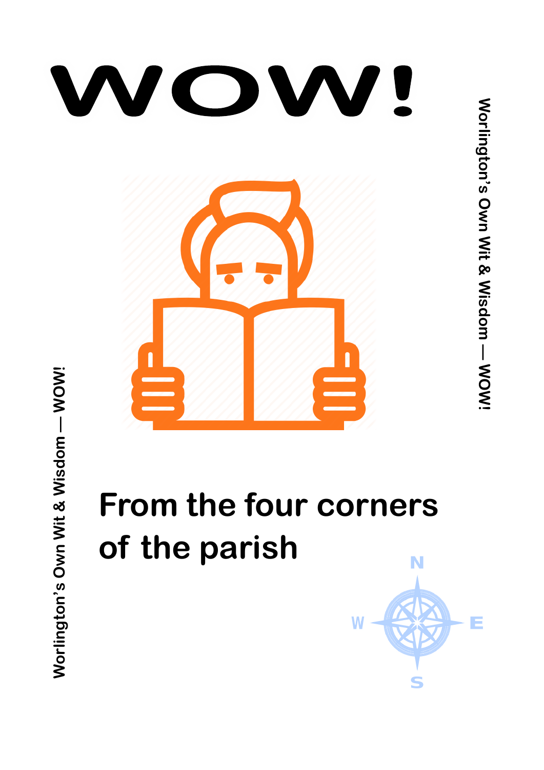# WOW!

Worlington's Own Wit & Wisdom — WOW!

## From the four corners of the parish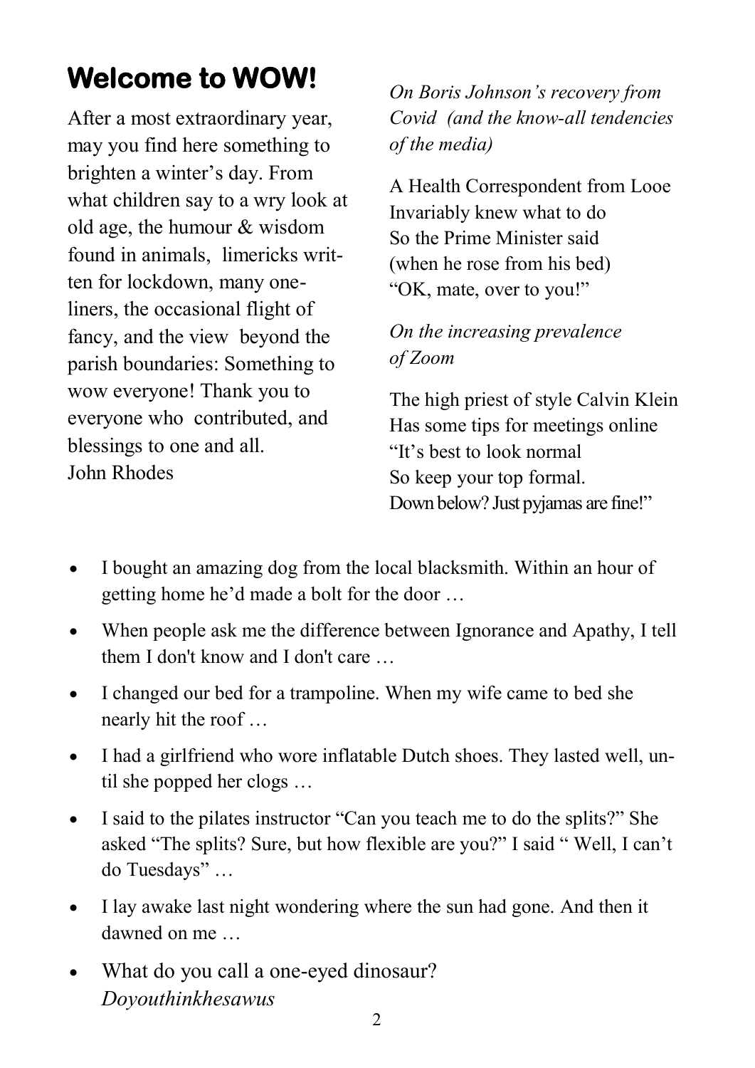# Welcome to WOW!

After a most extraordinary year, may you find here something to brighten a winter's day. From what children say to a wry look at old age, the humour & wisdom found in animals, limericks written for lockdown, many one-liners, the occasional flight of fancy, and the view beyond the parish boundaries: Something to wow everyone! Thank you to everyone who contributed, and blessings to one and all.
John Rhodes

*On Boris Johnson's recovery from Covid (and the know-all tendencies of the media)*

A Health Correspondent from Looe
Invariably knew what to do
So the Prime Minister said
(when he rose from his bed)
"OK, mate, over to you!"

*On the increasing prevalence of Zoom*

The high priest of style Calvin Klein
Has some tips for meetings online
"It's best to look normal
So keep your top formal.
Down below? Just pyjamas are fine!"

- I bought an amazing dog from the local blacksmith. Within an hour of getting home he'd made a bolt for the door …
- When people ask me the difference between Ignorance and Apathy, I tell them I don't know and I don't care …
- I changed our bed for a trampoline. When my wife came to bed she nearly hit the roof …
- I had a girlfriend who wore inflatable Dutch shoes. They lasted well, until she popped her clogs …
- I said to the pilates instructor "Can you teach me to do the splits?" She asked "The splits? Sure, but how flexible are you?" I said " Well, I can't do Tuesdays" …
- I lay awake last night wondering where the sun had gone. And then it dawned on me …
- What do you call a one-eyed dinosaur?
  *Doyouthinkhesawus*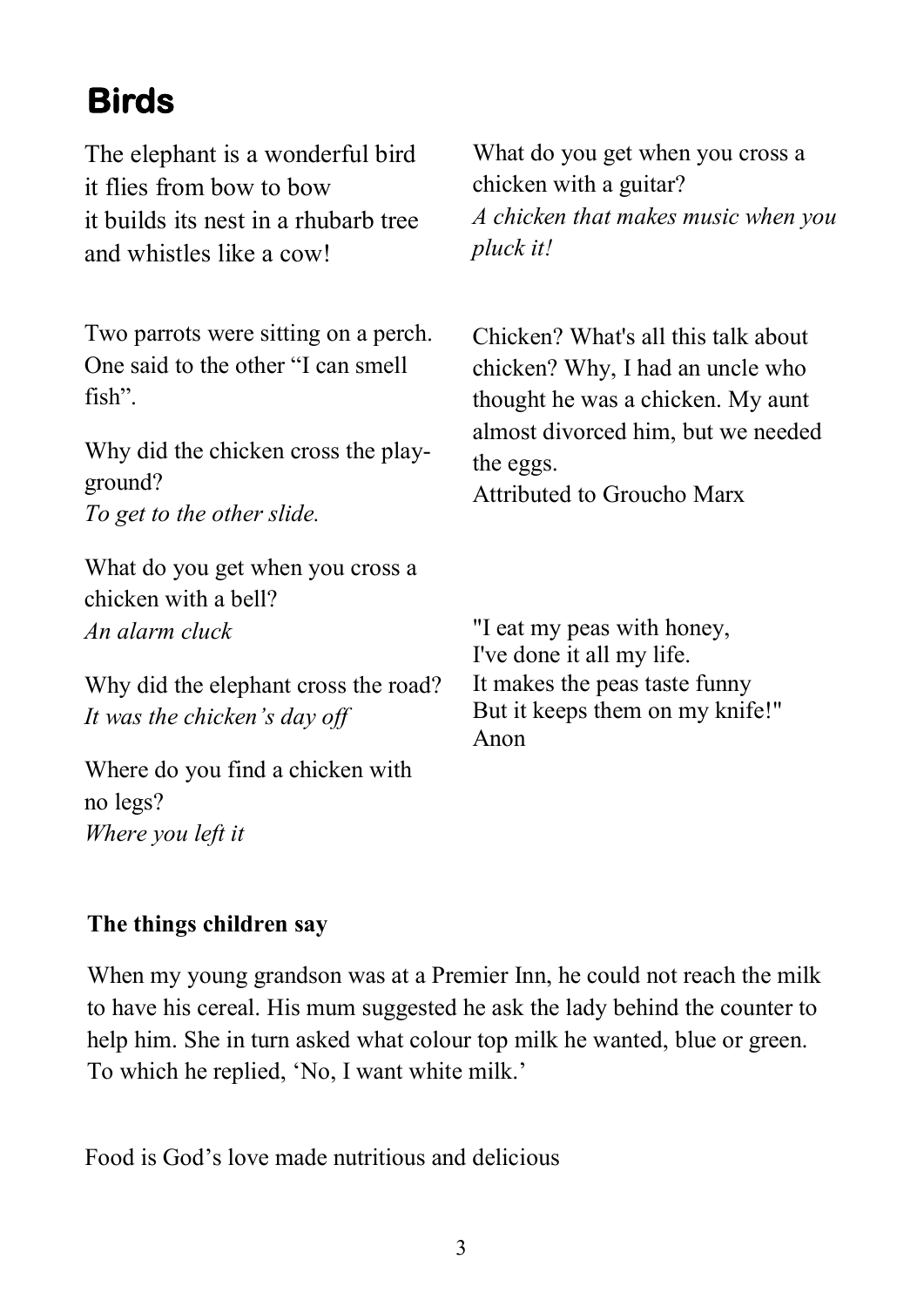# Birds

The elephant is a wonderful bird
it flies from bow to bow
it builds its nest in a rhubarb tree
and whistles like a cow!

Two parrots were sitting on a perch. One said to the other "I can smell fish".

Why did the chicken cross the play-ground?
*To get to the other slide.*

What do you get when you cross a chicken with a bell?
*An alarm cluck*

Why did the elephant cross the road?
*It was the chicken's day off*

Where do you find a chicken with no legs?
*Where you left it*

What do you get when you cross a chicken with a guitar?
*A chicken that makes music when you pluck it!*

Chicken? What's all this talk about chicken? Why, I had an uncle who thought he was a chicken. My aunt almost divorced him, but we needed the eggs.
Attributed to Groucho Marx

"I eat my peas with honey,
I've done it all my life.
It makes the peas taste funny
But it keeps them on my knife!"
Anon

**The things children say**

When my young grandson was at a Premier Inn, he could not reach the milk to have his cereal. His mum suggested he ask the lady behind the counter to help him. She in turn asked what colour top milk he wanted, blue or green. To which he replied, 'No, I want white milk.'

Food is God's love made nutritious and delicious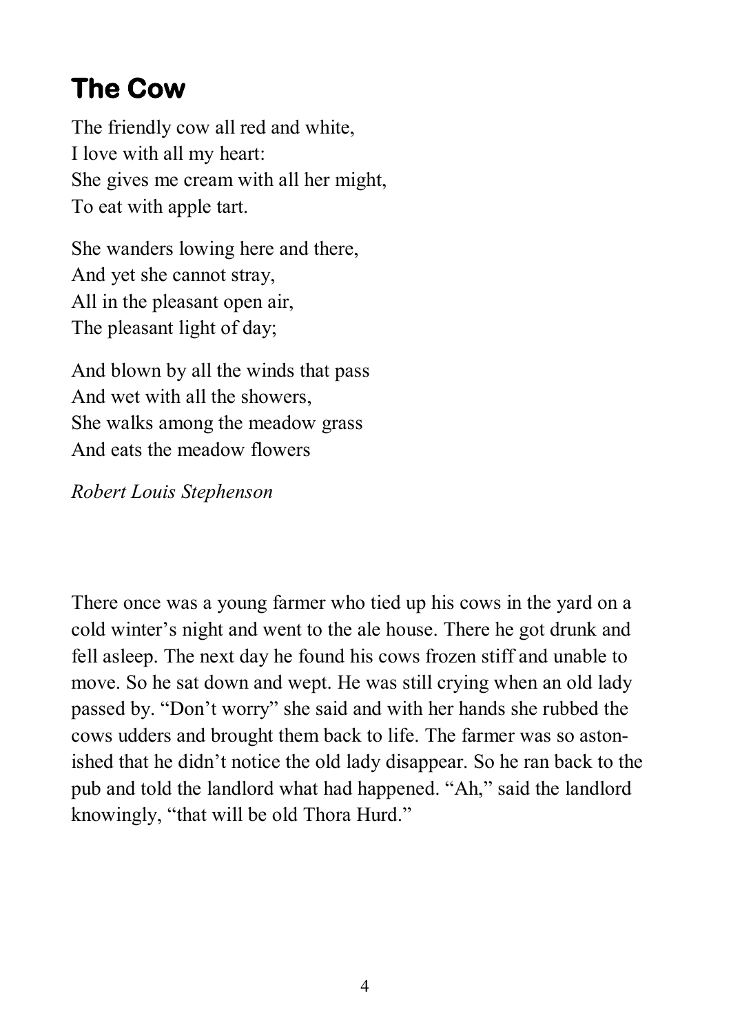## The Cow

The friendly cow all red and white,  
I love with all my heart:  
She gives me cream with all her might,  
To eat with apple tart.

She wanders lowing here and there,  
And yet she cannot stray,  
All in the pleasant open air,  
The pleasant light of day;

And blown by all the winds that pass  
And wet with all the showers,  
She walks among the meadow grass  
And eats the meadow flowers

*Robert Louis Stephenson*

There once was a young farmer who tied up his cows in the yard on a cold winter's night and went to the ale house. There he got drunk and fell asleep. The next day he found his cows frozen stiff and unable to move. So he sat down and wept. He was still crying when an old lady passed by. "Don't worry" she said and with her hands she rubbed the cows udders and brought them back to life. The farmer was so astonished that he didn't notice the old lady disappear. So he ran back to the pub and told the landlord what had happened. "Ah," said the landlord knowingly, "that will be old Thora Hurd."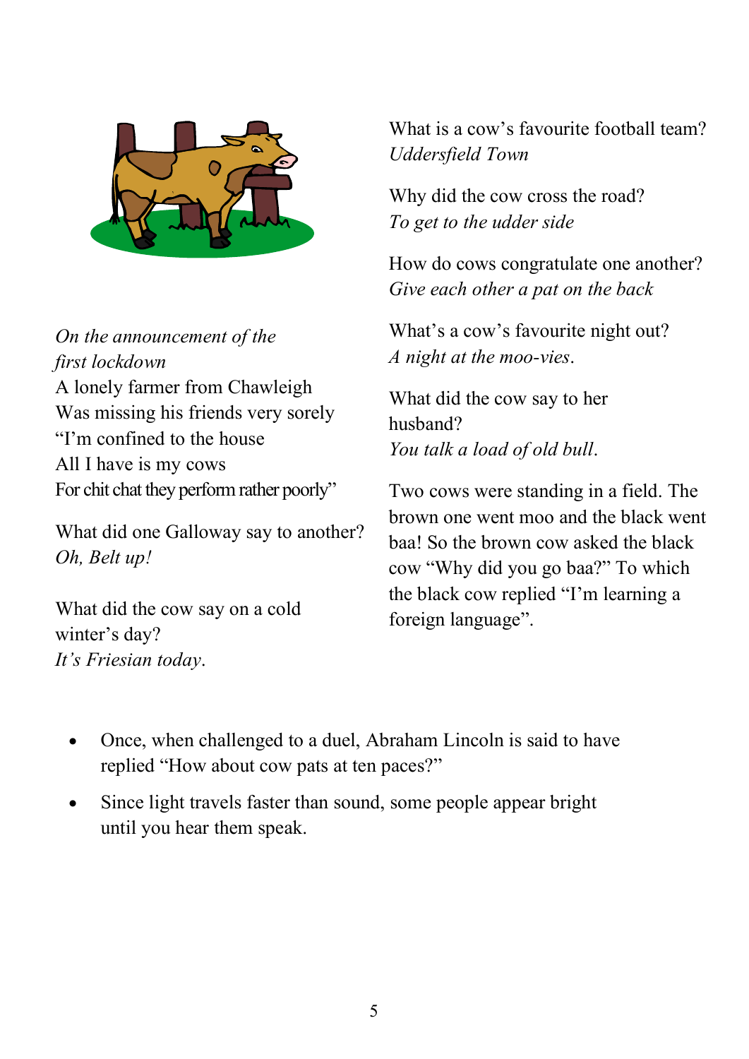*On the announcement of the first lockdown*
A lonely farmer from Chawleigh
Was missing his friends very sorely
"I'm confined to the house
All I have is my cows
For chit chat they perform rather poorly"

What did one Galloway say to another?
*Oh, Belt up!*

What did the cow say on a cold winter's day?
*It's Friesian today*.

What is a cow's favourite football team?
*Uddersfield Town*

Why did the cow cross the road?
*To get to the udder side*

How do cows congratulate one another?
*Give each other a pat on the back*

What's a cow's favourite night out?
*A night at the moo-vies*.

What did the cow say to her husband?
*You talk a load of old bull*.

Two cows were standing in a field. The brown one went moo and the black went baa! So the brown cow asked the black cow "Why did you go baa?" To which the black cow replied "I'm learning a foreign language".

- Once, when challenged to a duel, Abraham Lincoln is said to have replied "How about cow pats at ten paces?"
- Since light travels faster than sound, some people appear bright until you hear them speak.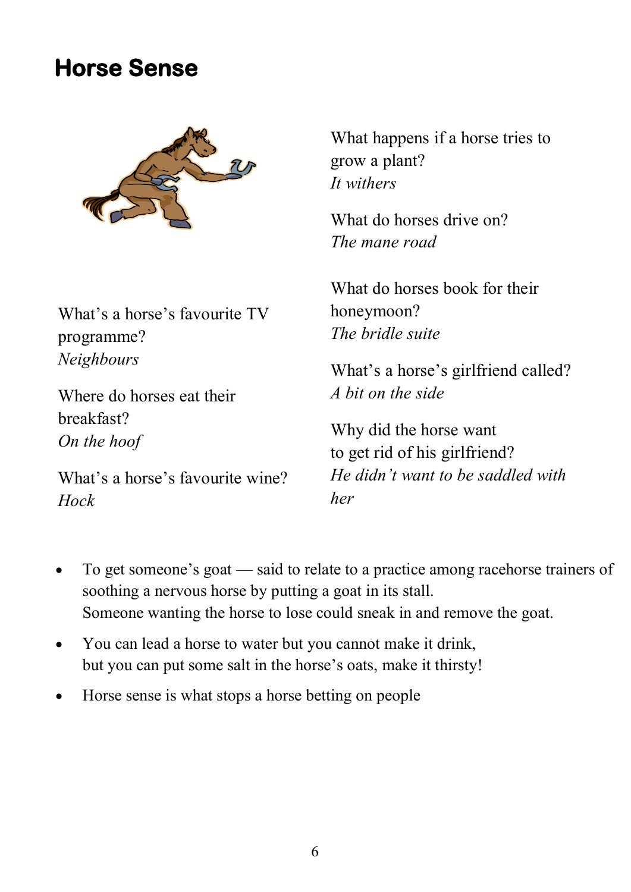# Horse Sense

What's a horse's favourite TV programme?
*Neighbours*

Where do horses eat their breakfast?
*On the hoof*

What's a horse's favourite wine?
*Hock*

What happens if a horse tries to grow a plant?
*It withers*

What do horses drive on?
*The mane road*

What do horses book for their honeymoon?
*The bridle suite*

What's a horse's girlfriend called?
*A bit on the side*

Why did the horse want to get rid of his girlfriend?
*He didn't want to be saddled with her*

- To get someone's goat — said to relate to a practice among racehorse trainers of soothing a nervous horse by putting a goat in its stall.
  Someone wanting the horse to lose could sneak in and remove the goat.
- You can lead a horse to water but you cannot make it drink,
  but you can put some salt in the horse's oats, make it thirsty!
- Horse sense is what stops a horse betting on people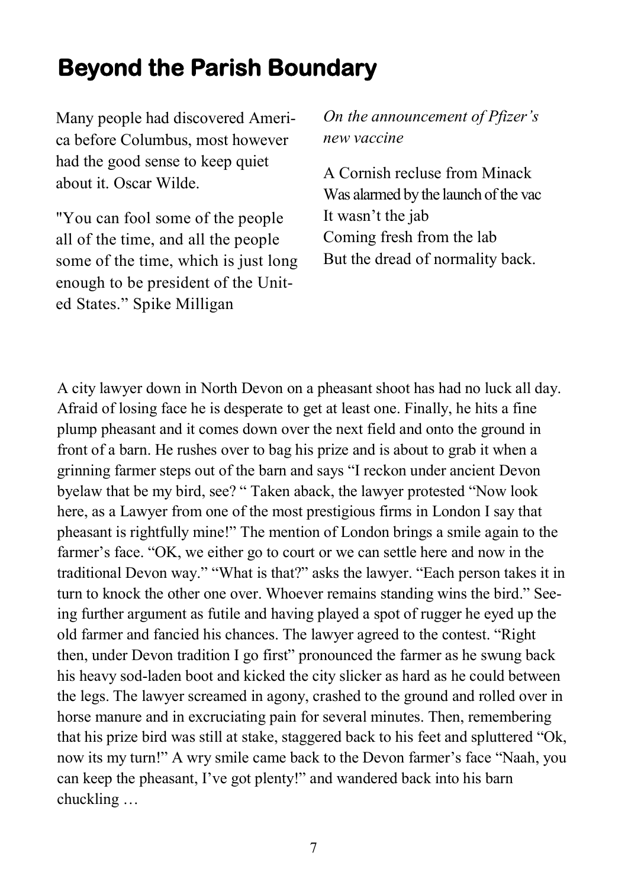## Beyond the Parish Boundary

Many people had discovered America before Columbus, most however had the good sense to keep quiet about it. Oscar Wilde.

"You can fool some of the people all of the time, and all the people some of the time, which is just long enough to be president of the United States." Spike Milligan

*On the announcement of Pfizer's new vaccine*

A Cornish recluse from Minack  
Was alarmed by the launch of the vac  
It wasn't the jab  
Coming fresh from the lab  
But the dread of normality back.

A city lawyer down in North Devon on a pheasant shoot has had no luck all day. Afraid of losing face he is desperate to get at least one. Finally, he hits a fine plump pheasant and it comes down over the next field and onto the ground in front of a barn. He rushes over to bag his prize and is about to grab it when a grinning farmer steps out of the barn and says "I reckon under ancient Devon byelaw that be my bird, see? " Taken aback, the lawyer protested "Now look here, as a Lawyer from one of the most prestigious firms in London I say that pheasant is rightfully mine!" The mention of London brings a smile again to the farmer's face. "OK, we either go to court or we can settle here and now in the traditional Devon way." "What is that?" asks the lawyer. "Each person takes it in turn to knock the other one over. Whoever remains standing wins the bird." Seeing further argument as futile and having played a spot of rugger he eyed up the old farmer and fancied his chances. The lawyer agreed to the contest. "Right then, under Devon tradition I go first" pronounced the farmer as he swung back his heavy sod-laden boot and kicked the city slicker as hard as he could between the legs. The lawyer screamed in agony, crashed to the ground and rolled over in horse manure and in excruciating pain for several minutes. Then, remembering that his prize bird was still at stake, staggered back to his feet and spluttered "Ok, now its my turn!" A wry smile came back to the Devon farmer's face "Naah, you can keep the pheasant, I've got plenty!" and wandered back into his barn chuckling …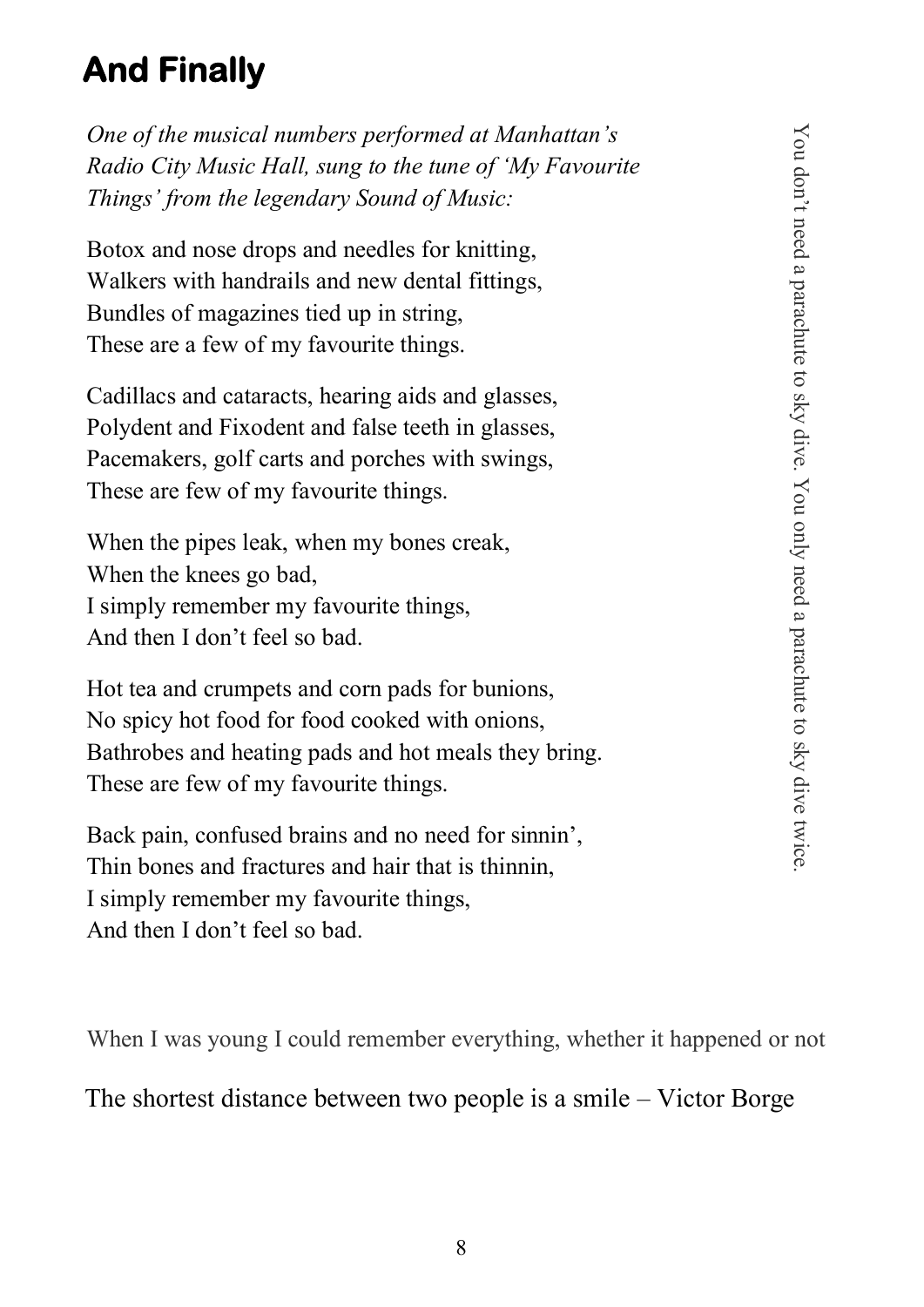# And Finally

*One of the musical numbers performed at Manhattan's Radio City Music Hall, sung to the tune of 'My Favourite Things' from the legendary Sound of Music:*

Botox and nose drops and needles for knitting,
Walkers with handrails and new dental fittings,
Bundles of magazines tied up in string,
These are a few of my favourite things.

Cadillacs and cataracts, hearing aids and glasses,
Polydent and Fixodent and false teeth in glasses,
Pacemakers, golf carts and porches with swings,
These are few of my favourite things.

When the pipes leak, when my bones creak,
When the knees go bad,
I simply remember my favourite things,
And then I don't feel so bad.

Hot tea and crumpets and corn pads for bunions,
No spicy hot food for food cooked with onions,
Bathrobes and heating pads and hot meals they bring.
These are few of my favourite things.

Back pain, confused brains and no need for sinnin',
Thin bones and fractures and hair that is thinnin,
I simply remember my favourite things,
And then I don't feel so bad.

You don't need a parachute to sky dive. You only need a parachute to sky dive twice.

When I was young I could remember everything, whether it happened or not

The shortest distance between two people is a smile – Victor Borge